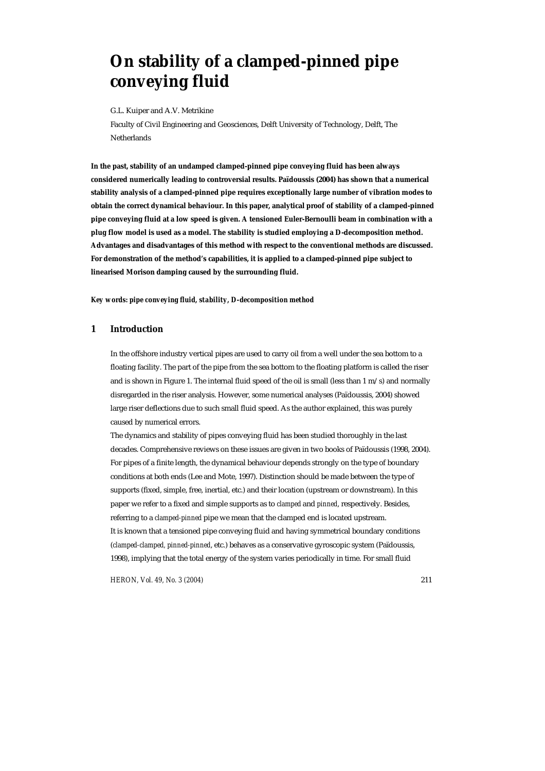# On stability of a clamped-pinned pipe conveying fluid

G.L. Kuiper and A.V. Metrikine

Faculty of Civil Engineering and Geosciences, Delft University of Technology, Delft, The Netherlands

**In the past, stability of an undamped clamped-pinned pipe conveying fluid has been always considered numerically leading to controversial results. Païdoussis (2004) has shown that a numerical stability analysis of a clamped-pinned pipe requires exceptionally large number of vibration modes to obtain the correct dynamical behaviour. In this paper, analytical proof of stability of a clamped-pinned pipe conveying fluid at a low speed is given. A tensioned Euler-Bernoulli beam in combination with a plug flow model is used as a model. The stability is studied employing a D-decomposition method. Advantages and disadvantages of this method with respect to the conventional methods are discussed. For demonstration of the method's capabilities, it is applied to a clamped-pinned pipe subject to linearised Morison damping caused by the surrounding fluid.**

***Key words: pipe conveying fluid, stability, D-decomposition method***

## 1 Introduction

In the offshore industry vertical pipes are used to carry oil from a well under the sea bottom to a floating facility. The part of the pipe from the sea bottom to the floating platform is called the riser and is shown in Figure 1. The internal fluid speed of the oil is small (less than 1 m/s) and normally disregarded in the riser analysis. However, some numerical analyses (Païdoussis, 2004) showed large riser deflections due to such small fluid speed. As the author explained, this was purely caused by numerical errors.

The dynamics and stability of pipes conveying fluid has been studied thoroughly in the last decades. Comprehensive reviews on these issues are given in two books of Païdoussis (1998, 2004). For pipes of a finite length, the dynamical behaviour depends strongly on the type of boundary conditions at both ends (Lee and Mote, 1997). Distinction should be made between the type of supports (fixed, simple, free, inertial, etc.) and their location (upstream or downstream). In this paper we refer to a fixed and simple supports as to *clamped* and *pinned*, respectively. Besides, referring to a *clamped-pinned* pipe we mean that the clamped end is located upstream.

It is known that a tensioned pipe conveying fluid and having symmetrical boundary conditions (*clamped-clamped, pinned-pinned*, etc.) behaves as a conservative gyroscopic system (Païdoussis, 1998), implying that the total energy of the system varies periodically in time. For small fluid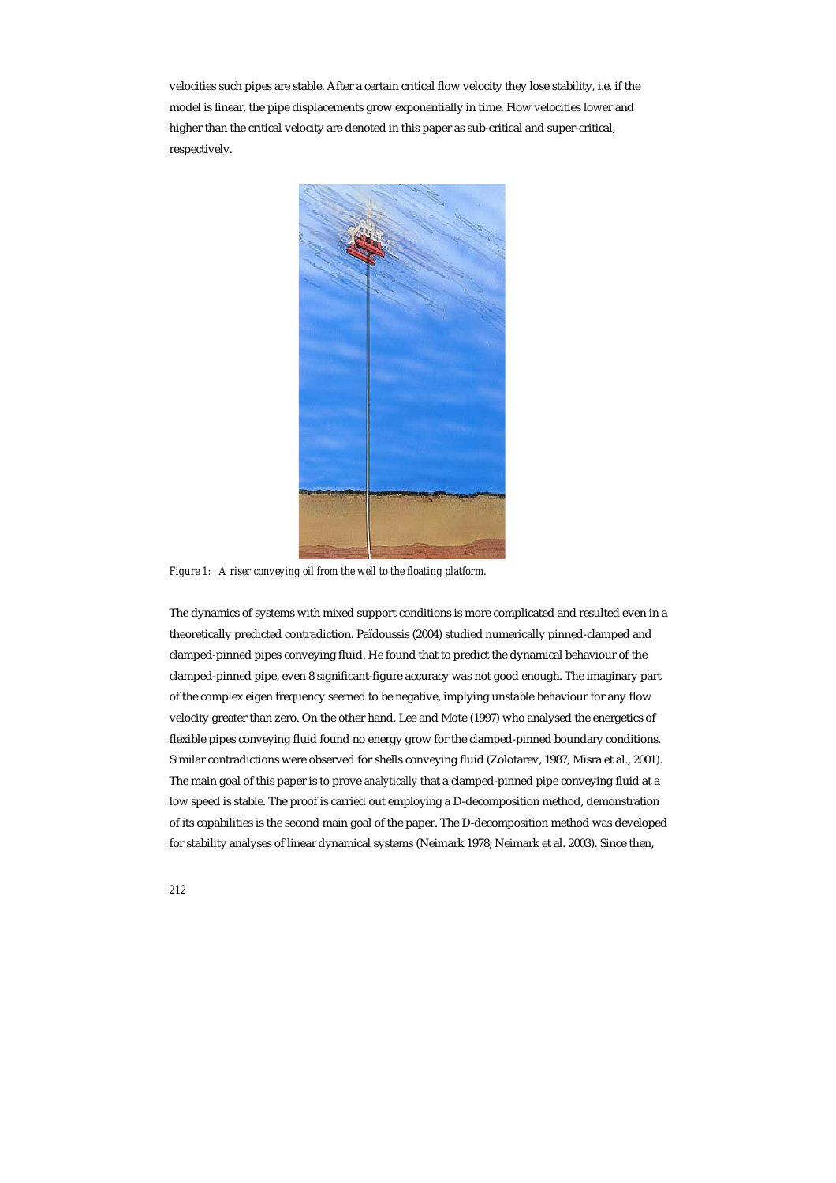velocities such pipes are stable. After a certain critical flow velocity they lose stability, i.e. if the model is linear, the pipe displacements grow exponentially in time. Flow velocities lower and higher than the critical velocity are denoted in this paper as sub-critical and super-critical, respectively.

*Figure 1: A riser conveying oil from the well to the floating platform.*

The dynamics of systems with mixed support conditions is more complicated and resulted even in a theoretically predicted contradiction. Païdoussis (2004) studied numerically pinned-clamped and clamped-pinned pipes conveying fluid. He found that to predict the dynamical behaviour of the clamped-pinned pipe, even 8 significant-figure accuracy was not good enough. The imaginary part of the complex eigen frequency seemed to be negative, implying unstable behaviour for any flow velocity greater than zero. On the other hand, Lee and Mote (1997) who analysed the energetics of flexible pipes conveying fluid found no energy grow for the clamped-pinned boundary conditions. Similar contradictions were observed for shells conveying fluid (Zolotarev, 1987; Misra et al., 2001). The main goal of this paper is to prove *analytically* that a clamped-pinned pipe conveying fluid at a low speed is stable. The proof is carried out employing a D-decomposition method, demonstration of its capabilities is the second main goal of the paper. The D-decomposition method was developed for stability analyses of linear dynamical systems (Neimark 1978; Neimark et al. 2003). Since then,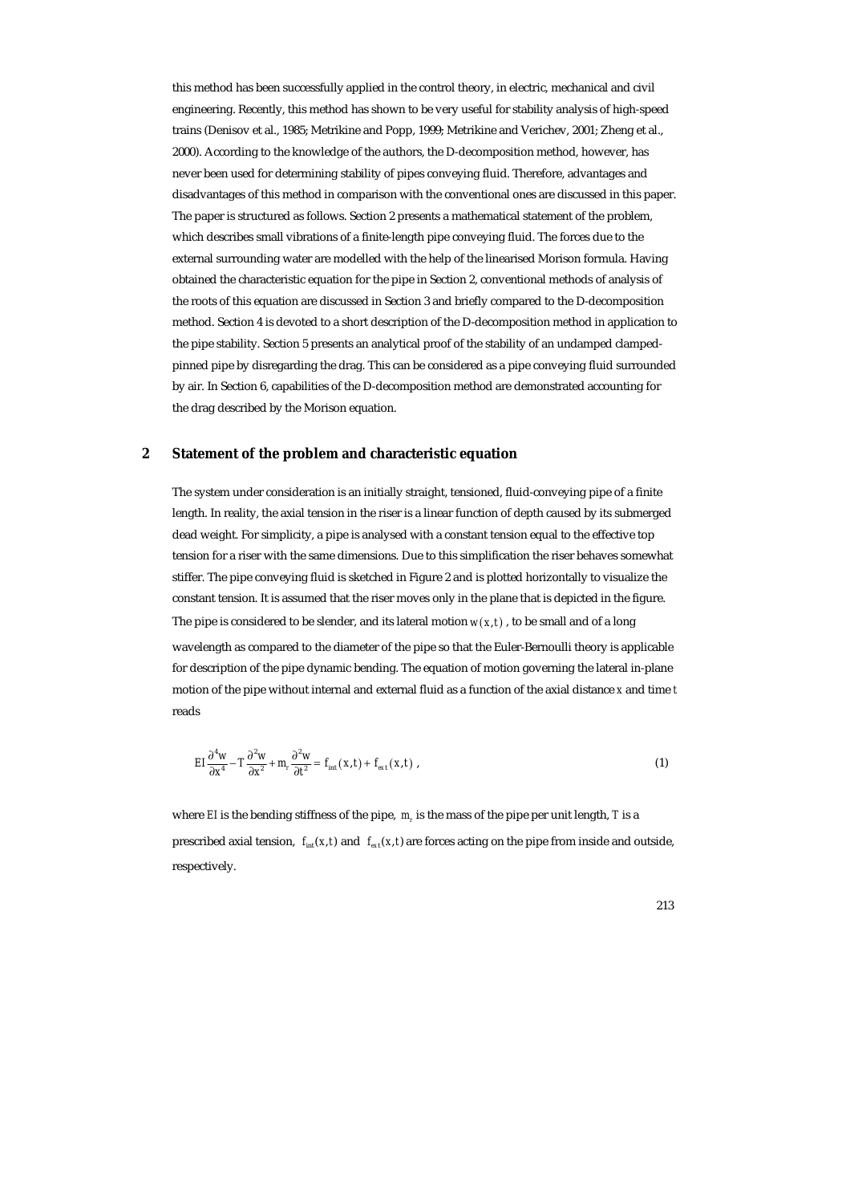this method has been successfully applied in the control theory, in electric, mechanical and civil engineering. Recently, this method has shown to be very useful for stability analysis of high-speed trains (Denisov et al., 1985; Metrikine and Popp, 1999; Metrikine and Verichev, 2001; Zheng et al., 2000). According to the knowledge of the authors, the D-decomposition method, however, has never been used for determining stability of pipes conveying fluid. Therefore, advantages and disadvantages of this method in comparison with the conventional ones are discussed in this paper. The paper is structured as follows. Section 2 presents a mathematical statement of the problem, which describes small vibrations of a finite-length pipe conveying fluid. The forces due to the external surrounding water are modelled with the help of the linearised Morison formula. Having obtained the characteristic equation for the pipe in Section 2, conventional methods of analysis of the roots of this equation are discussed in Section 3 and briefly compared to the D-decomposition method. Section 4 is devoted to a short description of the D-decomposition method in application to the pipe stability. Section 5 presents an analytical proof of the stability of an undamped clamped-pinned pipe by disregarding the drag. This can be considered as a pipe conveying fluid surrounded by air. In Section 6, capabilities of the D-decomposition method are demonstrated accounting for the drag described by the Morison equation.

## 2 Statement of the problem and characteristic equation

The system under consideration is an initially straight, tensioned, fluid-conveying pipe of a finite length. In reality, the axial tension in the riser is a linear function of depth caused by its submerged dead weight. For simplicity, a pipe is analysed with a constant tension equal to the effective top tension for a riser with the same dimensions. Due to this simplification the riser behaves somewhat stiffer. The pipe conveying fluid is sketched in Figure 2 and is plotted horizontally to visualize the constant tension. It is assumed that the riser moves only in the plane that is depicted in the figure. The pipe is considered to be slender, and its lateral motion $w(x,t)$, to be small and of a long wavelength as compared to the diameter of the pipe so that the Euler-Bernoulli theory is applicable for description of the pipe dynamic bending. The equation of motion governing the lateral in-plane motion of the pipe without internal and external fluid as a function of the axial distance $x$ and time $t$ reads

$$EI\frac{\partial^4 w}{\partial x^4} - T\frac{\partial^2 w}{\partial x^2} + m_r\frac{\partial^2 w}{\partial t^2} = f_{int}(x,t) + f_{ext}(x,t)\ , \tag{1}$$

where $EI$ is the bending stiffness of the pipe, $m_r$ is the mass of the pipe per unit length, $T$ is a prescribed axial tension, $f_{int}(x,t)$ and $f_{ext}(x,t)$ are forces acting on the pipe from inside and outside, respectively.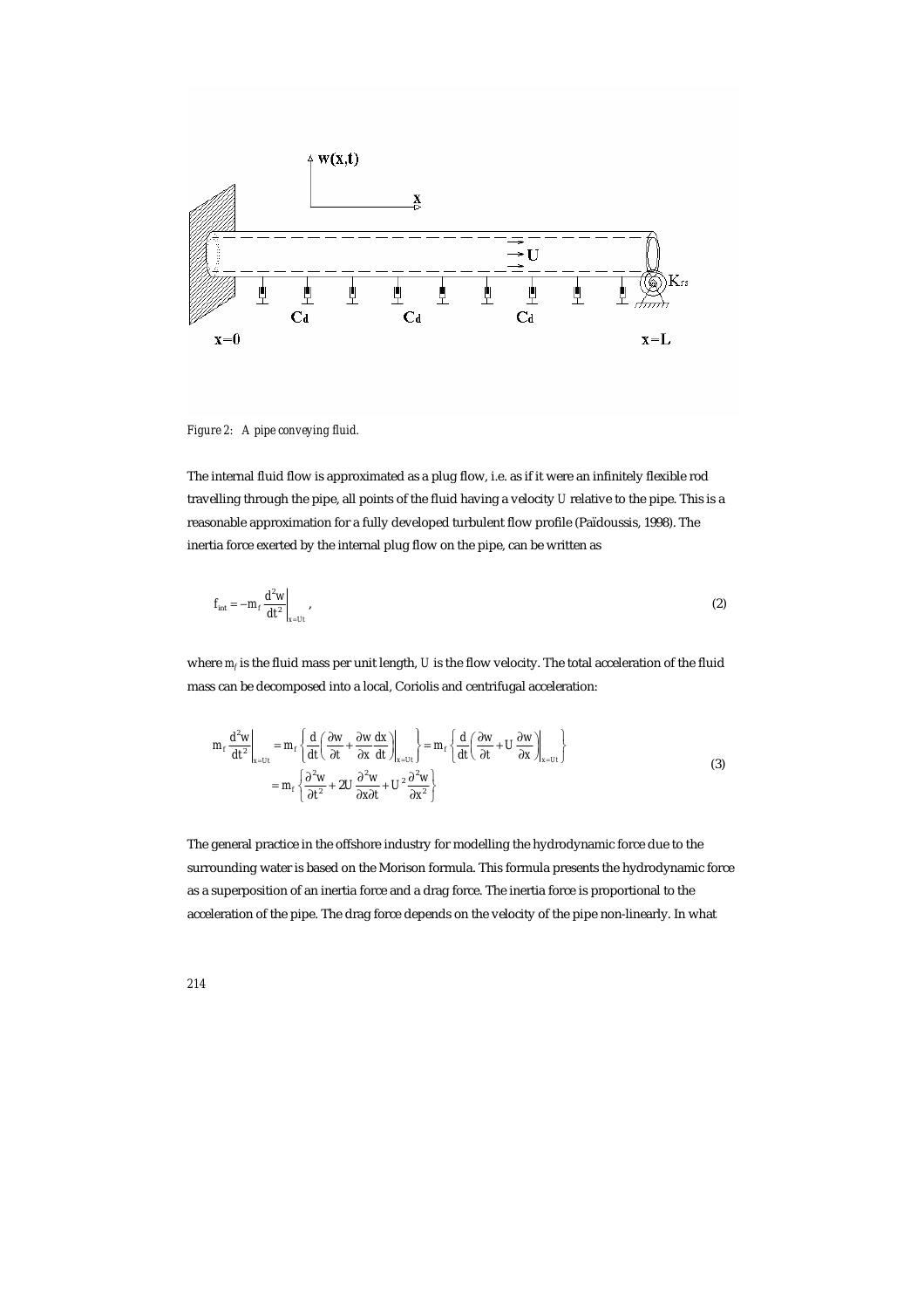*Figure 2: A pipe conveying fluid.*

The internal fluid flow is approximated as a plug flow, i.e. as if it were an infinitely flexible rod travelling through the pipe, all points of the fluid having a velocity *U* relative to the pipe. This is a reasonable approximation for a fully developed turbulent flow profile (Païdoussis, 1998). The inertia force exerted by the internal plug flow on the pipe, can be written as

$$f_{int} = -m_f \left.\frac{d^2 w}{dt^2}\right|_{x=Ut}, \tag{2}$$

where $m_f$ is the fluid mass per unit length, *U* is the flow velocity. The total acceleration of the fluid mass can be decomposed into a local, Coriolis and centrifugal acceleration:

$$\begin{aligned} m_f \left.\frac{d^2 w}{dt^2}\right|_{x=Ut} &= m_f \left\{ \frac{d}{dt}\left( \frac{\partial w}{\partial t} + \frac{\partial w}{\partial x}\frac{dx}{dt} \right)\bigg|_{x=Ut} \right\} = m_f \left\{ \frac{d}{dt}\left( \frac{\partial w}{\partial t} + U\frac{\partial w}{\partial x} \right)\bigg|_{x=Ut} \right\} \\ &= m_f \left\{ \frac{\partial^2 w}{\partial t^2} + 2U\frac{\partial^2 w}{\partial x \partial t} + U^2 \frac{\partial^2 w}{\partial x^2} \right\} \end{aligned} \tag{3}$$

The general practice in the offshore industry for modelling the hydrodynamic force due to the surrounding water is based on the Morison formula. This formula presents the hydrodynamic force as a superposition of an inertia force and a drag force. The inertia force is proportional to the acceleration of the pipe. The drag force depends on the velocity of the pipe non-linearly. In what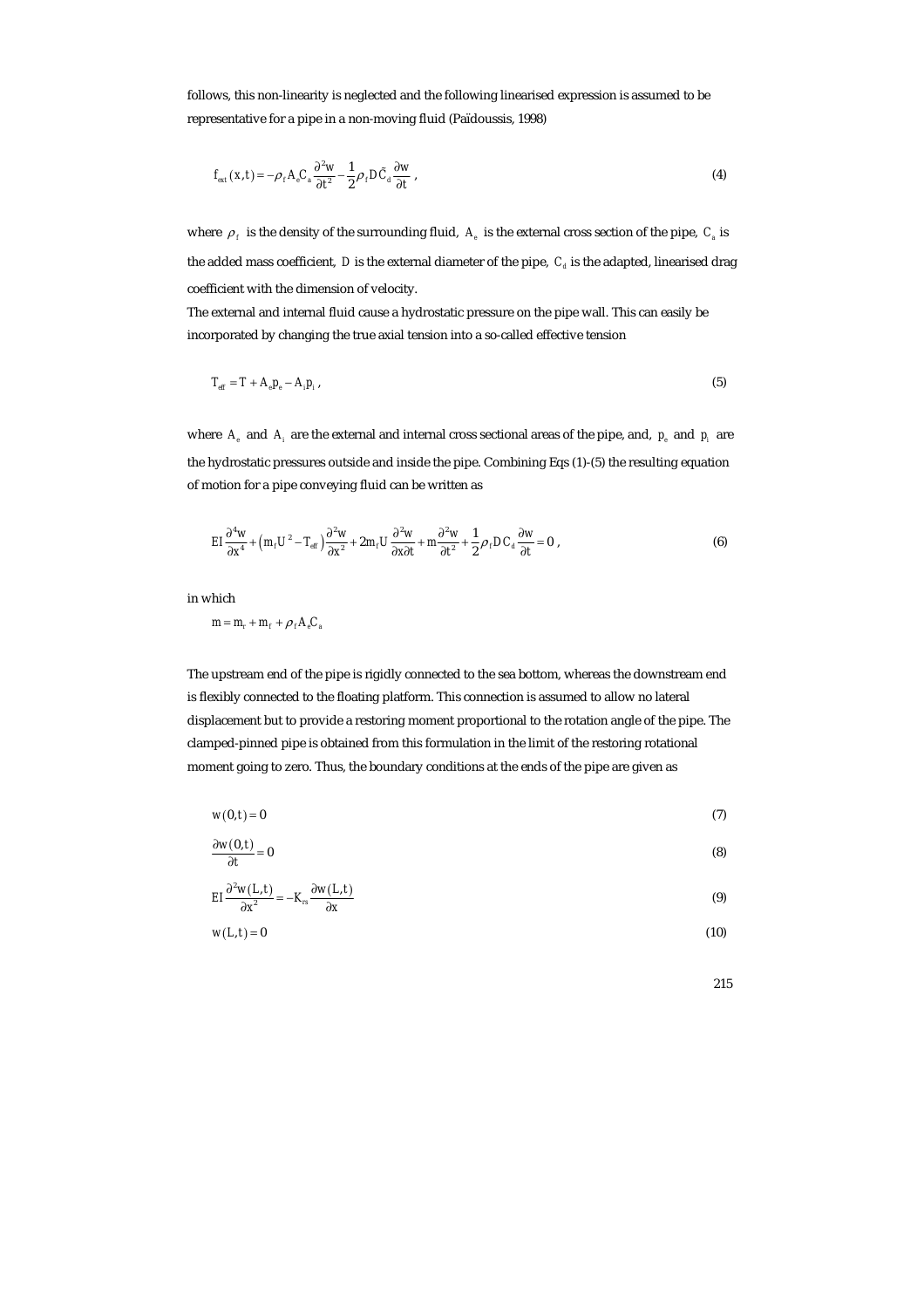follows, this non-linearity is neglected and the following linearised expression is assumed to be representative for a pipe in a non-moving fluid (Païdoussis, 1998)

$$f_{ext}(x,t) = -\rho_f A_e C_a \frac{\partial^2 w}{\partial t^2} - \frac{1}{2}\rho_f D \tilde{C}_d \frac{\partial w}{\partial t} \, , \tag{4}$$

where $\rho_f$ is the density of the surrounding fluid, $A_e$ is the external cross section of the pipe, $C_a$ is the added mass coefficient, $D$ is the external diameter of the pipe, $C_d$ is the adapted, linearised drag coefficient with the dimension of velocity.

The external and internal fluid cause a hydrostatic pressure on the pipe wall. This can easily be incorporated by changing the true axial tension into a so-called effective tension

$$T_{eff} = T + A_e p_e - A_i p_i \, , \tag{5}$$

where $A_e$ and $A_i$ are the external and internal cross sectional areas of the pipe, and, $p_e$ and $p_i$ are the hydrostatic pressures outside and inside the pipe. Combining Eqs (1)-(5) the resulting equation of motion for a pipe conveying fluid can be written as

$$EI\frac{\partial^4 w}{\partial x^4} + \left(m_f U^2 - T_{eff}\right)\frac{\partial^2 w}{\partial x^2} + 2m_f U \frac{\partial^2 w}{\partial x \partial t} + m\frac{\partial^2 w}{\partial t^2} + \frac{1}{2}\rho_f D C_d \frac{\partial w}{\partial t} = 0 \, , \tag{6}$$

in which

$$m = m_r + m_f + \rho_f A_e C_a$$

The upstream end of the pipe is rigidly connected to the sea bottom, whereas the downstream end is flexibly connected to the floating platform. This connection is assumed to allow no lateral displacement but to provide a restoring moment proportional to the rotation angle of the pipe. The clamped-pinned pipe is obtained from this formulation in the limit of the restoring rotational moment going to zero. Thus, the boundary conditions at the ends of the pipe are given as

$$w(0,t) = 0 \tag{7}$$

$$\frac{\partial w(0,t)}{\partial t} = 0 \tag{8}$$

$$EI\frac{\partial^2 w(L,t)}{\partial x^2} = -K_{rs}\frac{\partial w(L,t)}{\partial x} \tag{9}$$

$$w(L,t) = 0 \tag{10}$$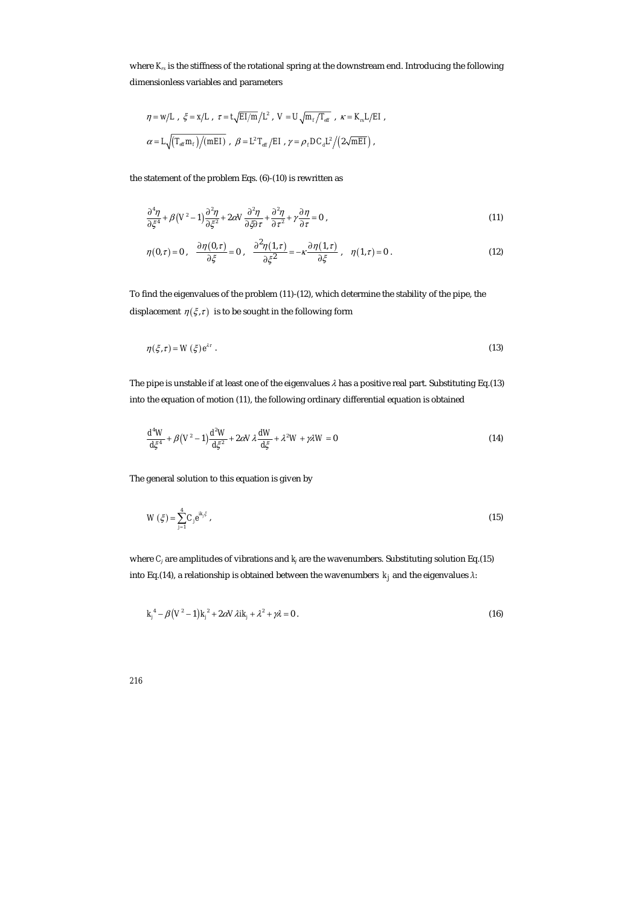where $K_{rs}$ is the stiffness of the rotational spring at the downstream end. Introducing the following dimensionless variables and parameters

$$\eta = w/L \ , \ \xi = x/L \ , \ \tau = t\sqrt{EI/m}/L^2 \ , \ V = U\sqrt{m_f/T_{eff}} \ , \ \kappa = K_{rs}L/EI \ ,$$

$$\alpha = L\sqrt{(T_{eff}m_f)/(mEI)} \ , \ \beta = L^2 T_{eff}/EI \ , \gamma = \rho_f D C_d L^2 / \left(2\sqrt{mEI}\right) ,$$

the statement of the problem Eqs. (6)-(10) is rewritten as

$$\frac{\partial^4 \eta}{\partial \xi^4} + \beta\left(V^2 - 1\right)\frac{\partial^2 \eta}{\partial \xi^2} + 2\alpha V\frac{\partial^2 \eta}{\partial \xi \partial \tau} + \frac{\partial^2 \eta}{\partial \tau^2} + \gamma\frac{\partial \eta}{\partial \tau} = 0 \ , \tag{11}$$

$$\eta(0,\tau) = 0 \ , \quad \frac{\partial \eta(0,\tau)}{\partial \xi} = 0 \ , \quad \frac{\partial^2 \eta(1,\tau)}{\partial \xi^2} = -\kappa\frac{\partial \eta(1,\tau)}{\partial \xi} \ , \quad \eta(1,\tau) = 0 \ . \tag{12}$$

To find the eigenvalues of the problem (11)-(12), which determine the stability of the pipe, the displacement $\eta(\xi,\tau)$ is to be sought in the following form

$$\eta(\xi,\tau) = W(\xi)e^{\lambda\tau} \ . \tag{13}$$

The pipe is unstable if at least one of the eigenvalues $\lambda$ has a positive real part. Substituting Eq.(13) into the equation of motion (11), the following ordinary differential equation is obtained

$$\frac{d^4 W}{d\xi^4} + \beta\left(V^2 - 1\right)\frac{d^2 W}{d\xi^2} + 2\alpha V\lambda\frac{dW}{d\xi} + \lambda^2 W + \gamma\lambda W = 0 \tag{14}$$

The general solution to this equation is given by

$$W(\xi) = \sum_{j=1}^{4} C_j e^{ik_j\xi} \ , \tag{15}$$

where $C_j$ are amplitudes of vibrations and $k_j$ are the wavenumbers. Substituting solution Eq.(15) into Eq.(14), a relationship is obtained between the wavenumbers $k_j$ and the eigenvalues $\lambda$:

$$k_j^4 - \beta\left(V^2 - 1\right)k_j^2 + 2\alpha V\lambda i k_j + \lambda^2 + \gamma\lambda = 0 \ . \tag{16}$$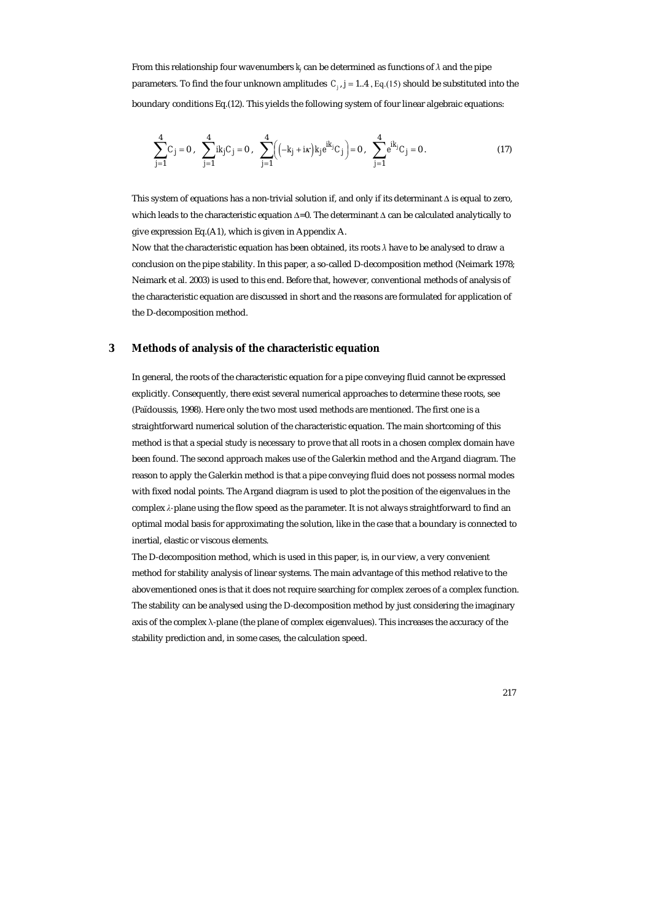From this relationship four wavenumbers $k_j$ can be determined as functions of $\lambda$ and the pipe parameters. To find the four unknown amplitudes $C_j, j = 1..4$, Eq.(15) should be substituted into the boundary conditions Eq.(12). This yields the following system of four linear algebraic equations:

$$\sum_{j=1}^{4} C_j = 0, \quad \sum_{j=1}^{4} ik_j C_j = 0, \quad \sum_{j=1}^{4} \left( \left(-k_j + i\kappa\right) k_j e^{ik_j} C_j \right) = 0, \quad \sum_{j=1}^{4} e^{ik_j} C_j = 0. \tag{17}$$

This system of equations has a non-trivial solution if, and only if its determinant $\Delta$ is equal to zero, which leads to the characteristic equation $\Delta$=0. The determinant $\Delta$ can be calculated analytically to give expression Eq.(A1), which is given in Appendix A.

Now that the characteristic equation has been obtained, its roots $\lambda$ have to be analysed to draw a conclusion on the pipe stability. In this paper, a so-called D-decomposition method (Neimark 1978; Neimark et al. 2003) is used to this end. Before that, however, conventional methods of analysis of the characteristic equation are discussed in short and the reasons are formulated for application of the D-decomposition method.

## 3 Methods of analysis of the characteristic equation

In general, the roots of the characteristic equation for a pipe conveying fluid cannot be expressed explicitly. Consequently, there exist several numerical approaches to determine these roots, see (Païdoussis, 1998). Here only the two most used methods are mentioned. The first one is a straightforward numerical solution of the characteristic equation. The main shortcoming of this method is that a special study is necessary to prove that all roots in a chosen complex domain have been found. The second approach makes use of the Galerkin method and the Argand diagram. The reason to apply the Galerkin method is that a pipe conveying fluid does not possess normal modes with fixed nodal points. The Argand diagram is used to plot the position of the eigenvalues in the complex $\lambda$-plane using the flow speed as the parameter. It is not always straightforward to find an optimal modal basis for approximating the solution, like in the case that a boundary is connected to inertial, elastic or viscous elements.

The D-decomposition method, which is used in this paper, is, in our view, a very convenient method for stability analysis of linear systems. The main advantage of this method relative to the abovementioned ones is that it does not require searching for complex zeroes of a complex function. The stability can be analysed using the D-decomposition method by just considering the imaginary axis of the complex $\lambda$-plane (the plane of complex eigenvalues). This increases the accuracy of the stability prediction and, in some cases, the calculation speed.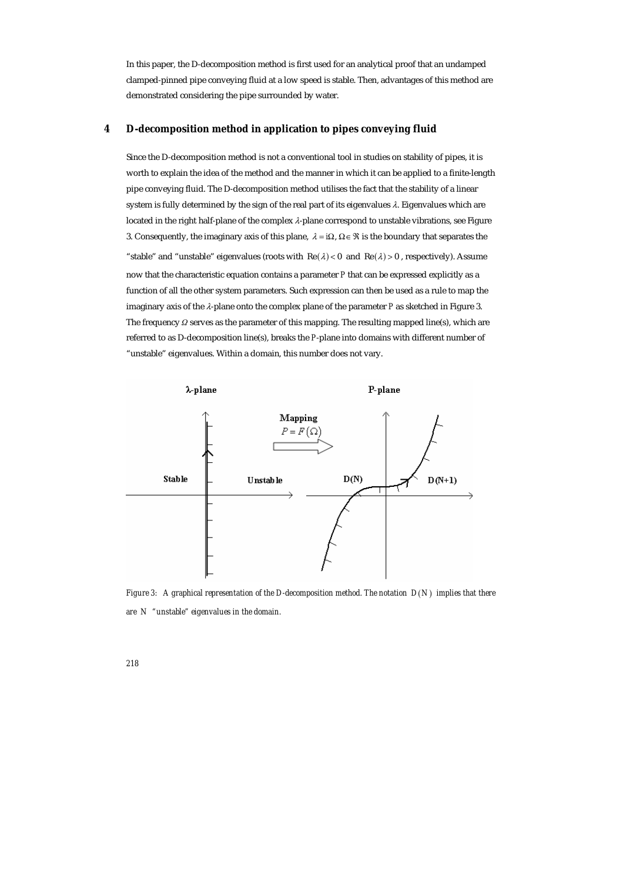In this paper, the D-decomposition method is first used for an analytical proof that an undamped clamped-pinned pipe conveying fluid at a low speed is stable. Then, advantages of this method are demonstrated considering the pipe surrounded by water.

## 4 D-decomposition method in application to pipes conveying fluid

Since the D-decomposition method is not a conventional tool in studies on stability of pipes, it is worth to explain the idea of the method and the manner in which it can be applied to a finite-length pipe conveying fluid. The D-decomposition method utilises the fact that the stability of a linear system is fully determined by the sign of the real part of its eigenvalues $\lambda$. Eigenvalues which are located in the right half-plane of the complex $\lambda$-plane correspond to unstable vibrations, see Figure 3. Consequently, the imaginary axis of this plane, $\lambda = i\Omega, \Omega \in \Re$ is the boundary that separates the "stable" and "unstable" eigenvalues (roots with $\text{Re}(\lambda) < 0$ and $\text{Re}(\lambda) > 0$, respectively). Assume now that the characteristic equation contains a parameter $P$ that can be expressed explicitly as a function of all the other system parameters. Such expression can then be used as a rule to map the imaginary axis of the $\lambda$-plane onto the complex plane of the parameter $P$ as sketched in Figure 3. The frequency $\Omega$ serves as the parameter of this mapping. The resulting mapped line(s), which are referred to as D-decomposition line(s), breaks the $P$-plane into domains with different number of "unstable" eigenvalues. Within a domain, this number does not vary.

*Figure 3: A graphical representation of the D-decomposition method. The notation $D(N)$ implies that there are $N$ "unstable" eigenvalues in the domain.*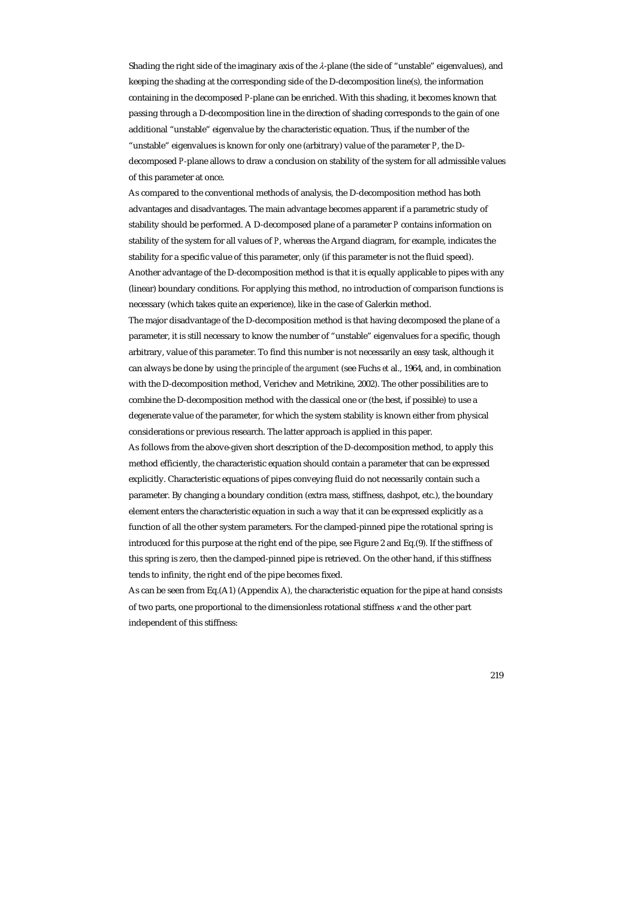Shading the right side of the imaginary axis of the $\lambda$-plane (the side of "unstable" eigenvalues), and keeping the shading at the corresponding side of the D-decomposition line(s), the information containing in the decomposed $P$-plane can be enriched. With this shading, it becomes known that passing through a D-decomposition line in the direction of shading corresponds to the gain of one additional "unstable" eigenvalue by the characteristic equation. Thus, if the number of the "unstable" eigenvalues is known for only one (arbitrary) value of the parameter $P$, the D-decomposed $P$-plane allows to draw a conclusion on stability of the system for all admissible values of this parameter at once.

As compared to the conventional methods of analysis, the D-decomposition method has both advantages and disadvantages. The main advantage becomes apparent if a parametric study of stability should be performed. A D-decomposed plane of a parameter $P$ contains information on stability of the system for all values of $P$, whereas the Argand diagram, for example, indicates the stability for a specific value of this parameter, only (if this parameter is not the fluid speed). Another advantage of the D-decomposition method is that it is equally applicable to pipes with any (linear) boundary conditions. For applying this method, no introduction of comparison functions is necessary (which takes quite an experience), like in the case of Galerkin method.

The major disadvantage of the D-decomposition method is that having decomposed the plane of a parameter, it is still necessary to know the number of "unstable" eigenvalues for a specific, though arbitrary, value of this parameter. To find this number is not necessarily an easy task, although it can always be done by using *the principle of the argument* (see Fuchs *et* al., 1964, and, in combination with the D-decomposition method, Verichev and Metrikine, 2002). The other possibilities are to combine the D-decomposition method with the classical one or (the best, if possible) to use a degenerate value of the parameter, for which the system stability is known either from physical considerations or previous research. The latter approach is applied in this paper.

As follows from the above-given short description of the D-decomposition method, to apply this method efficiently, the characteristic equation should contain a parameter that can be expressed explicitly. Characteristic equations of pipes conveying fluid do not necessarily contain such a parameter. By changing a boundary condition (extra mass, stiffness, dashpot, etc.), the boundary element enters the characteristic equation in such a way that it can be expressed explicitly as a function of all the other system parameters. For the clamped-pinned pipe the rotational spring is introduced for this purpose at the right end of the pipe, see Figure 2 and Eq.(9). If the stiffness of this spring is zero, then the clamped-pinned pipe is retrieved. On the other hand, if this stiffness tends to infinity, the right end of the pipe becomes fixed.

As can be seen from Eq.(A1) (Appendix A), the characteristic equation for the pipe at hand consists of two parts, one proportional to the dimensionless rotational stiffness $\kappa$ and the other part independent of this stiffness: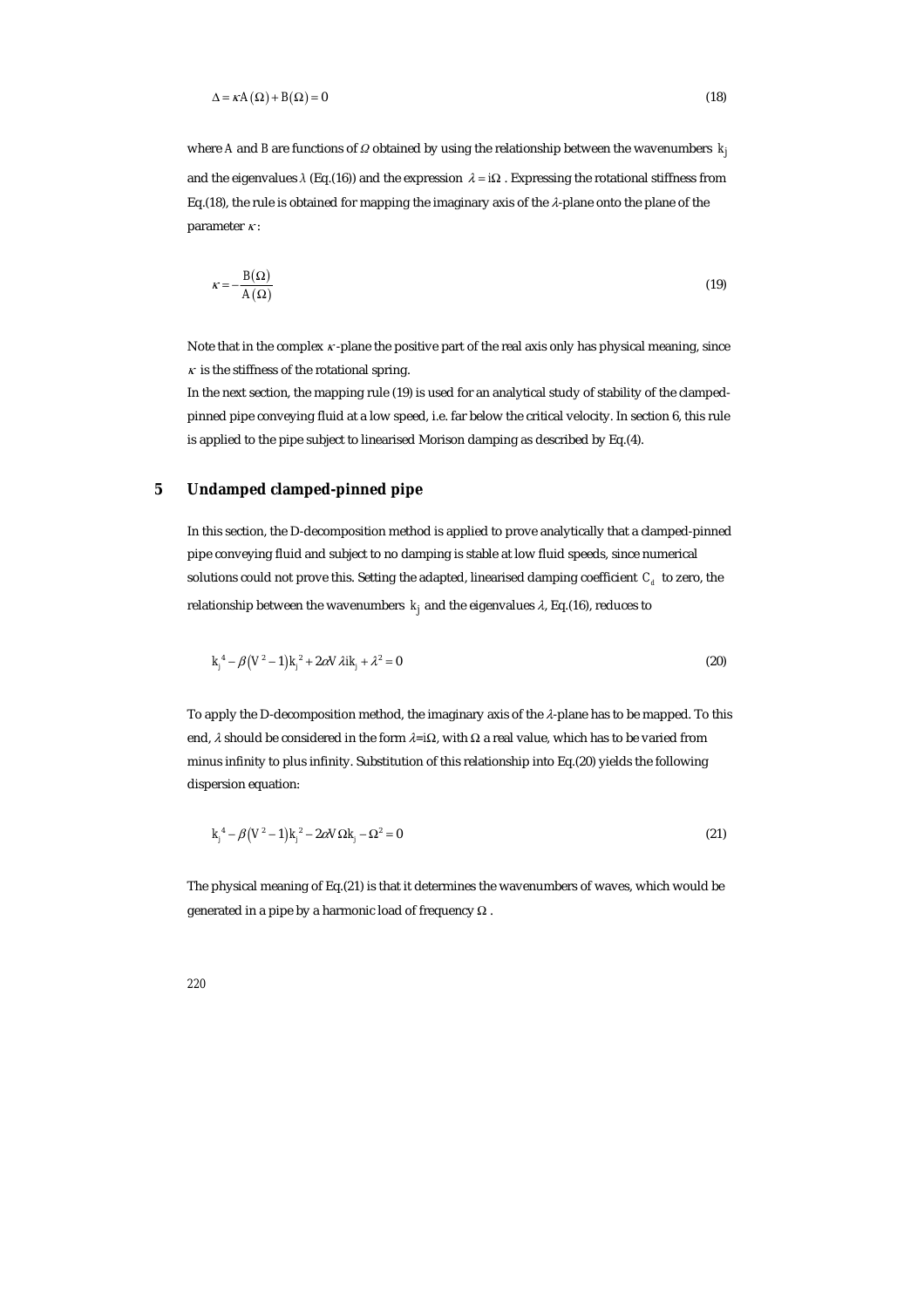$$\Delta = \kappa A(\Omega) + B(\Omega) = 0 \tag{18}$$

where $A$ and $B$ are functions of $\Omega$ obtained by using the relationship between the wavenumbers $k_j$ and the eigenvalues $\lambda$ (Eq.(16)) and the expression $\lambda = i\Omega$. Expressing the rotational stiffness from Eq.(18), the rule is obtained for mapping the imaginary axis of the $\lambda$-plane onto the plane of the parameter $\kappa$:

$$\kappa = -\frac{B(\Omega)}{A(\Omega)} \tag{19}$$

Note that in the complex $\kappa$-plane the positive part of the real axis only has physical meaning, since $\kappa$ is the stiffness of the rotational spring.

In the next section, the mapping rule (19) is used for an analytical study of stability of the clamped-pinned pipe conveying fluid at a low speed, i.e. far below the critical velocity. In section 6, this rule is applied to the pipe subject to linearised Morison damping as described by Eq.(4).

## 5 Undamped clamped-pinned pipe

In this section, the D-decomposition method is applied to prove analytically that a clamped-pinned pipe conveying fluid and subject to no damping is stable at low fluid speeds, since numerical solutions could not prove this. Setting the adapted, linearised damping coefficient $C_d$ to zero, the relationship between the wavenumbers $k_j$ and the eigenvalues $\lambda$, Eq.(16), reduces to

$$k_j^{\,4} - \beta\left(V^2 - 1\right)k_j^{\,2} + 2\alpha V \lambda i k_j + \lambda^2 = 0 \tag{20}$$

To apply the D-decomposition method, the imaginary axis of the $\lambda$-plane has to be mapped. To this end, $\lambda$ should be considered in the form $\lambda = i\Omega$, with $\Omega$ a real value, which has to be varied from minus infinity to plus infinity. Substitution of this relationship into Eq.(20) yields the following dispersion equation:

$$k_j^{\,4} - \beta\left(V^2 - 1\right)k_j^{\,2} - 2\alpha V \Omega k_j - \Omega^2 = 0 \tag{21}$$

The physical meaning of Eq.(21) is that it determines the wavenumbers of waves, which would be generated in a pipe by a harmonic load of frequency $\Omega$.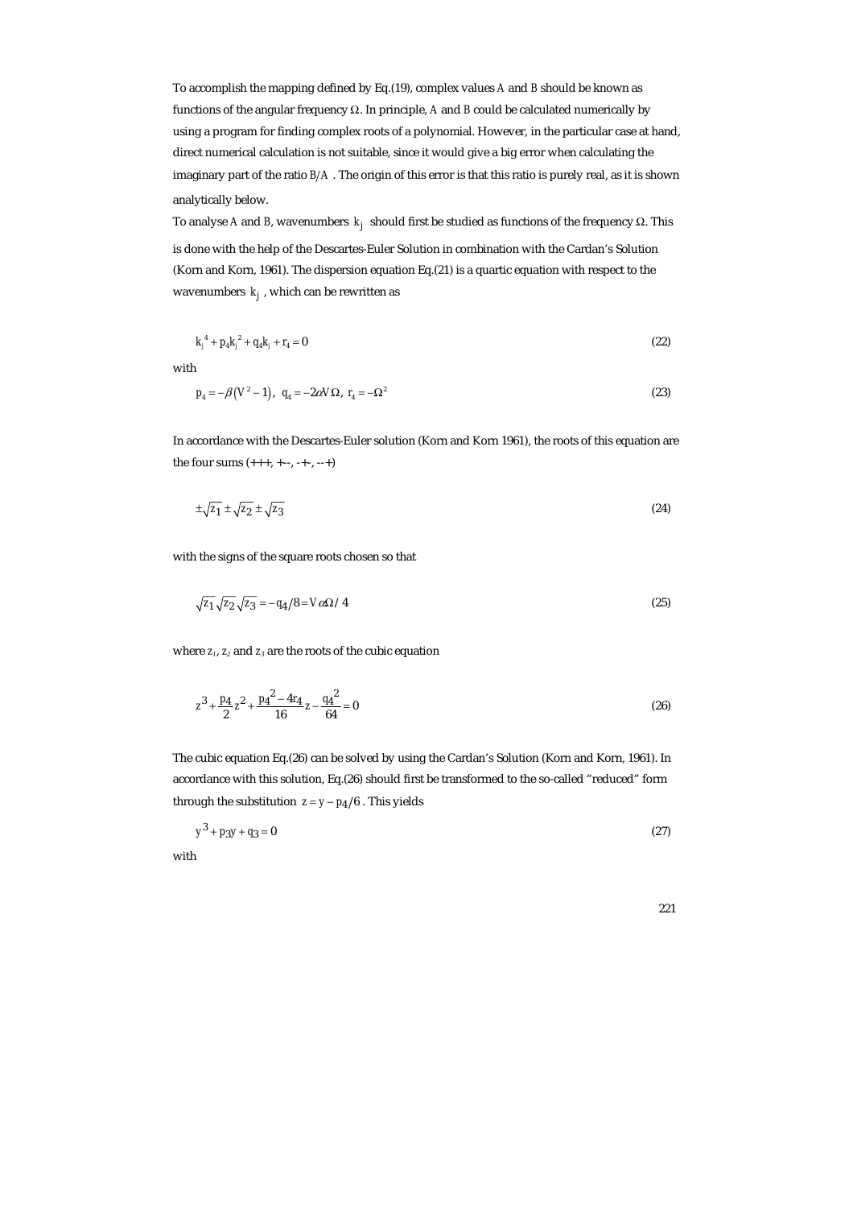To accomplish the mapping defined by Eq.(19), complex values $A$ and $B$ should be known as functions of the angular frequency $\Omega$. In principle, $A$ and $B$ could be calculated numerically by using a program for finding complex roots of a polynomial. However, in the particular case at hand, direct numerical calculation is not suitable, since it would give a big error when calculating the imaginary part of the ratio $B/A$ . The origin of this error is that this ratio is purely real, as it is shown analytically below.

To analyse $A$ and $B$, wavenumbers $k_j$ should first be studied as functions of the frequency $\Omega$. This is done with the help of the Descartes-Euler Solution in combination with the Cardan's Solution (Korn and Korn, 1961). The dispersion equation Eq.(21) is a quartic equation with respect to the wavenumbers $k_j$ , which can be rewritten as

$$k_j^{\,4} + p_4 k_j^{\,2} + q_4 k_j + r_4 = 0 \tag{22}$$

with

$$p_4 = -\beta\left(V^2 - 1\right),\;\; q_4 = -2\alpha V\Omega,\;\; r_4 = -\Omega^2 \tag{23}$$

In accordance with the Descartes-Euler solution (Korn and Korn 1961), the roots of this equation are the four sums (+++, +--, -+-, --+)

$$\pm\sqrt{z_1} \pm \sqrt{z_2} \pm \sqrt{z_3} \tag{24}$$

with the signs of the square roots chosen so that

$$\sqrt{z_1}\sqrt{z_2}\sqrt{z_3} = -q_4/8 = V\alpha\Omega/\,4 \tag{25}$$

where $z_1$, $z_2$ and $z_3$ are the roots of the cubic equation

$$z^3 + \frac{p_4}{2}z^2 + \frac{p_4^{\,2} - 4r_4}{16}z - \frac{q_4^{\,2}}{64} = 0 \tag{26}$$

The cubic equation Eq.(26) can be solved by using the Cardan's Solution (Korn and Korn, 1961). In accordance with this solution, Eq.(26) should first be transformed to the so-called "reduced" form through the substitution $z = y - p_4/6$ . This yields

$$y^3 + p_3 y + q_3 = 0 \tag{27}$$

with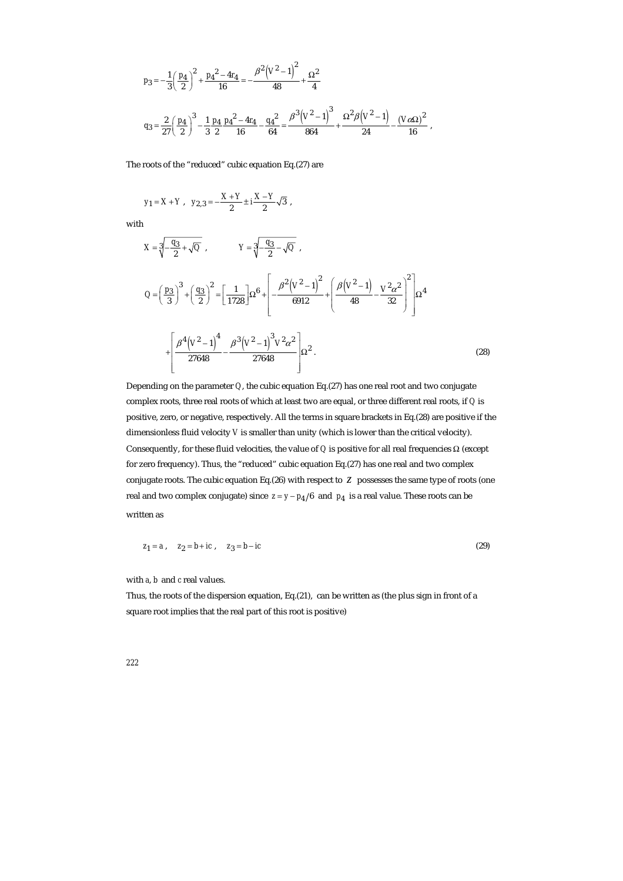$$p_3 = -\frac{1}{3}\left(\frac{p_4}{2}\right)^2 + \frac{p_4{}^2 - 4r_4}{16} = -\frac{\beta^2\left(V^2-1\right)^2}{48} + \frac{\Omega^2}{4}$$

$$q_3 = \frac{2}{27}\left(\frac{p_4}{2}\right)^3 - \frac{1}{3}\frac{p_4}{2}\frac{p_4{}^2 - 4r_4}{16} - \frac{q_4{}^2}{64} = \frac{\beta^3\left(V^2-1\right)^3}{864} + \frac{\Omega^2\beta\left(V^2-1\right)}{24} - \frac{\left(V\alpha\Omega\right)^2}{16},$$

The roots of the "reduced" cubic equation Eq.(27) are

$$y_1 = X + Y\ , \quad y_{2,3} = -\frac{X+Y}{2} \pm i\frac{X-Y}{2}\sqrt{3}\ ,$$

with

$$X = \sqrt[3]{-\frac{q_3}{2} + \sqrt{Q}}\ , \qquad Y = \sqrt[3]{-\frac{q_3}{2} - \sqrt{Q}}\ ,$$

$$Q = \left(\frac{p_3}{3}\right)^3 + \left(\frac{q_3}{2}\right)^2 = \left[\frac{1}{1728}\right]\Omega^6 + \left[-\frac{\beta^2\left(V^2-1\right)^2}{6912} + \left(\frac{\beta\left(V^2-1\right)}{48} - \frac{V^2\alpha^2}{32}\right)^2\right]\Omega^4$$

$$+\left[\frac{\beta^4\left(V^2-1\right)^4}{27648} - \frac{\beta^3\left(V^2-1\right)^3 V^2\alpha^2}{27648}\right]\Omega^2 . \tag{28}$$

Depending on the parameter $Q$, the cubic equation Eq.(27) has one real root and two conjugate complex roots, three real roots of which at least two are equal, or three different real roots, if $Q$ is positive, zero, or negative, respectively. All the terms in square brackets in Eq.(28) are positive if the dimensionless fluid velocity $V$ is smaller than unity (which is lower than the critical velocity). Consequently, for these fluid velocities, the value of $Q$ is positive for all real frequencies $\Omega$ (except for zero frequency). Thus, the "reduced" cubic equation Eq.(27) has one real and two complex conjugate roots. The cubic equation Eq.(26) with respect to $z$ possesses the same type of roots (one real and two complex conjugate) since $z = y - p_4/6$ and $p_4$ is a real value. These roots can be written as

$$z_1 = a\ , \quad z_2 = b + ic\ , \quad z_3 = b - ic \tag{29}$$

with $a$, $b$ and $c$ real values.

Thus, the roots of the dispersion equation, Eq.(21), can be written as (the plus sign in front of a square root implies that the real part of this root is positive)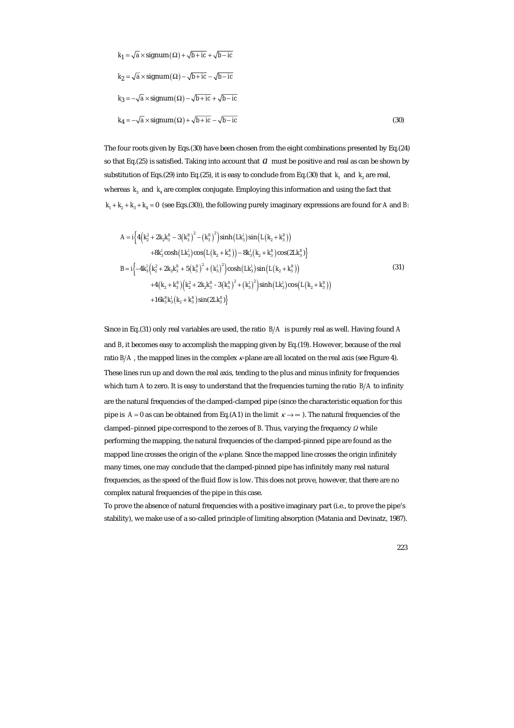$$
\begin{aligned}
k_1 &= \sqrt{a} \times \mathrm{signum}(\Omega) + \sqrt{b + ic} + \sqrt{b - ic} \\
k_2 &= \sqrt{a} \times \mathrm{signum}(\Omega) - \sqrt{b + ic} - \sqrt{b - ic} \\
k_3 &= -\sqrt{a} \times \mathrm{signum}(\Omega) - \sqrt{b + ic} + \sqrt{b - ic} \\
k_4 &= -\sqrt{a} \times \mathrm{signum}(\Omega) + \sqrt{b + ic} - \sqrt{b - ic}
\end{aligned}
\tag{30}
$$

The four roots given by Eqs.(30) have been chosen from the eight combinations presented by Eq.(24) so that Eq.(25) is satisfied. Taking into account that $a$ must be positive and real as can be shown by substitution of Eqs.(29) into Eq.(25), it is easy to conclude from Eq.(30) that $k_1$ and $k_2$ are real, whereas $k_3$ and $k_4$ are complex conjugate. Employing this information and using the fact that $k_1 + k_2 + k_3 + k_4 = 0$ (see Eqs.(30)), the following purely imaginary expressions are found for $A$ and $B$:

$$
\begin{aligned}
A = i\Big\{ & 4\left(k_2^2 + 2k_2k_3^R - 3\left(k_3^R\right)^2 - \left(k_3^R\right)^2\right)\sinh\left(Lk_3^I\right)\sin\left(L\left(k_2 + k_3^R\right)\right) \\
& + 8k_3^I\cosh\left(Lk_3^I\right)\cos\left(L\left(k_2 + k_3^R\right)\right) - 8k_3^I\left(k_2 + k_3^R\right)\cos(2Lk_3^R)\Big\} \\
B = i\Big\{ & -4k_3^I\left(k_2^2 + 2k_2k_3^R + 5\left(k_3^R\right)^2 + \left(k_3^I\right)^2\right)\cosh\left(Lk_3^I\right)\sin\left(L\left(k_2 + k_3^R\right)\right) \\
& + 4\left(k_2 + k_3^R\right)\left(k_2^2 + 2k_2k_3^R - 3\left(k_3^R\right)^2 + \left(k_3^I\right)^2\right)\sinh\left(Lk_3^I\right)\cos\left(L\left(k_2 + k_3^R\right)\right) \\
& + 16k_3^Rk_3^I\left(k_2 + k_3^R\right)\sin(2Lk_3^R)\Big\}
\end{aligned}
\tag{31}
$$

Since in Eq.(31) only real variables are used, the ratio $B/A$ is purely real as well. Having found $A$ and $B$, it becomes easy to accomplish the mapping given by Eq.(19). However, because of the real ratio $B/A$, the mapped lines in the complex $\kappa$-plane are all located on the real axis (see Figure 4). These lines run up and down the real axis, tending to the plus and minus infinity for frequencies which turn $A$ to zero. It is easy to understand that the frequencies turning the ratio $B/A$ to infinity are the natural frequencies of the clamped-clamped pipe (since the characteristic equation for this pipe is $A = 0$ as can be obtained from Eq.(A1) in the limit $\kappa \to \infty$). The natural frequencies of the clamped–pinned pipe correspond to the zeroes of $B$. Thus, varying the frequency $\Omega$ while performing the mapping, the natural frequencies of the clamped-pinned pipe are found as the mapped line crosses the origin of the $\kappa$-plane. Since the mapped line crosses the origin infinitely many times, one may conclude that the clamped-pinned pipe has infinitely many real natural frequencies, as the speed of the fluid flow is low. This does not prove, however, that there are no complex natural frequencies of the pipe in this case.

To prove the absence of natural frequencies with a positive imaginary part (i.e., to prove the pipe's stability), we make use of a so-called principle of limiting absorption (Matania and Devinatz, 1987).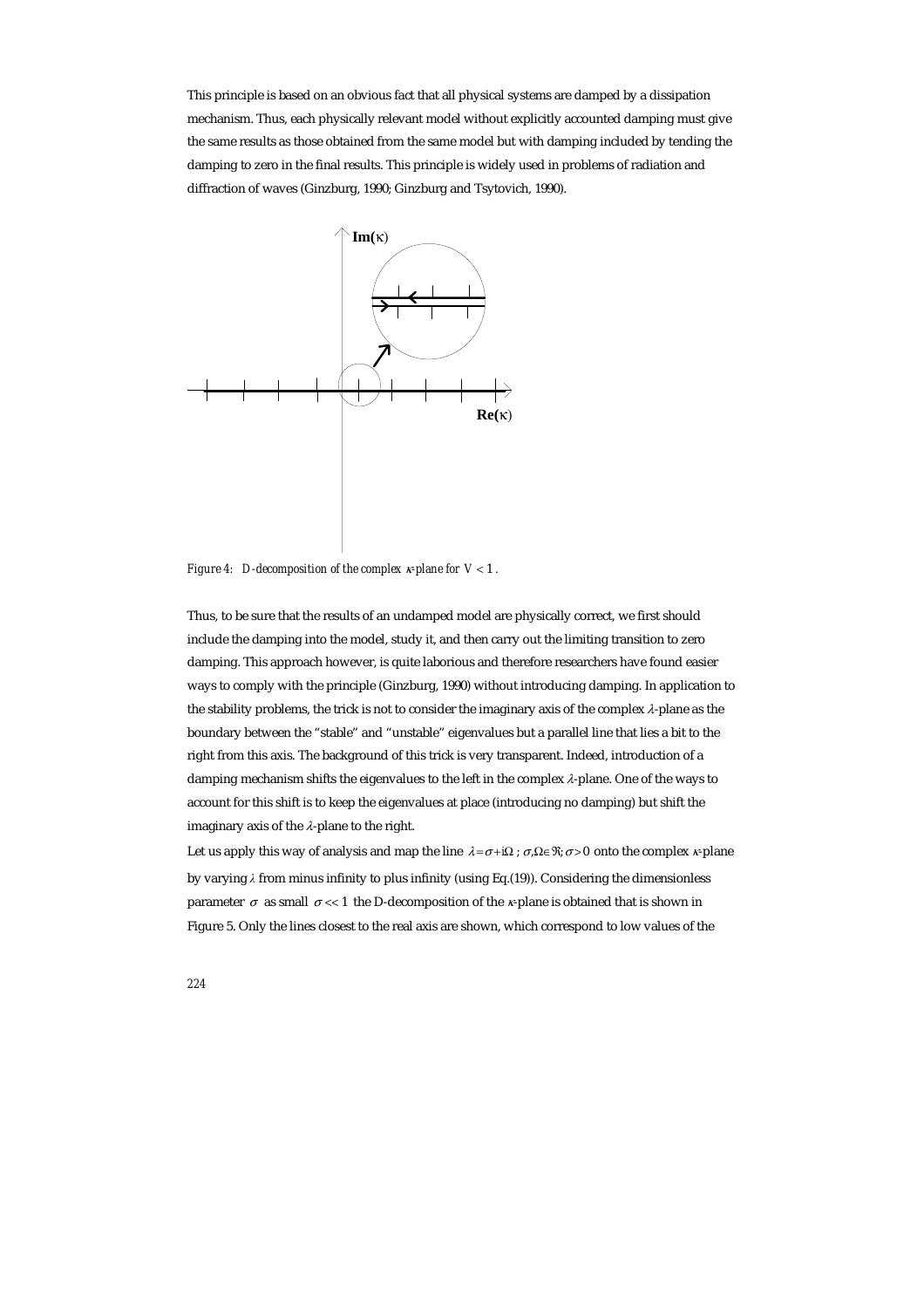This principle is based on an obvious fact that all physical systems are damped by a dissipation mechanism. Thus, each physically relevant model without explicitly accounted damping must give the same results as those obtained from the same model but with damping included by tending the damping to zero in the final results. This principle is widely used in problems of radiation and diffraction of waves (Ginzburg, 1990; Ginzburg and Tsytovich, 1990).

*Figure 4: D-decomposition of the complex $\kappa$-plane for $V<1$.*

Thus, to be sure that the results of an undamped model are physically correct, we first should include the damping into the model, study it, and then carry out the limiting transition to zero damping. This approach however, is quite laborious and therefore researchers have found easier ways to comply with the principle (Ginzburg, 1990) without introducing damping. In application to the stability problems, the trick is not to consider the imaginary axis of the complex $\lambda$-plane as the boundary between the "stable" and "unstable" eigenvalues but a parallel line that lies a bit to the right from this axis. The background of this trick is very transparent. Indeed, introduction of a damping mechanism shifts the eigenvalues to the left in the complex $\lambda$-plane. One of the ways to account for this shift is to keep the eigenvalues at place (introducing no damping) but shift the imaginary axis of the $\lambda$-plane to the right.

Let us apply this way of analysis and map the line $\lambda = \sigma + i\Omega$ ; $\sigma, \Omega \in \Re; \sigma > 0$ onto the complex $\kappa$-plane by varying $\lambda$ from minus infinity to plus infinity (using Eq.(19)). Considering the dimensionless parameter $\sigma$ as small $\sigma << 1$ the D-decomposition of the $\kappa$-plane is obtained that is shown in Figure 5. Only the lines closest to the real axis are shown, which correspond to low values of the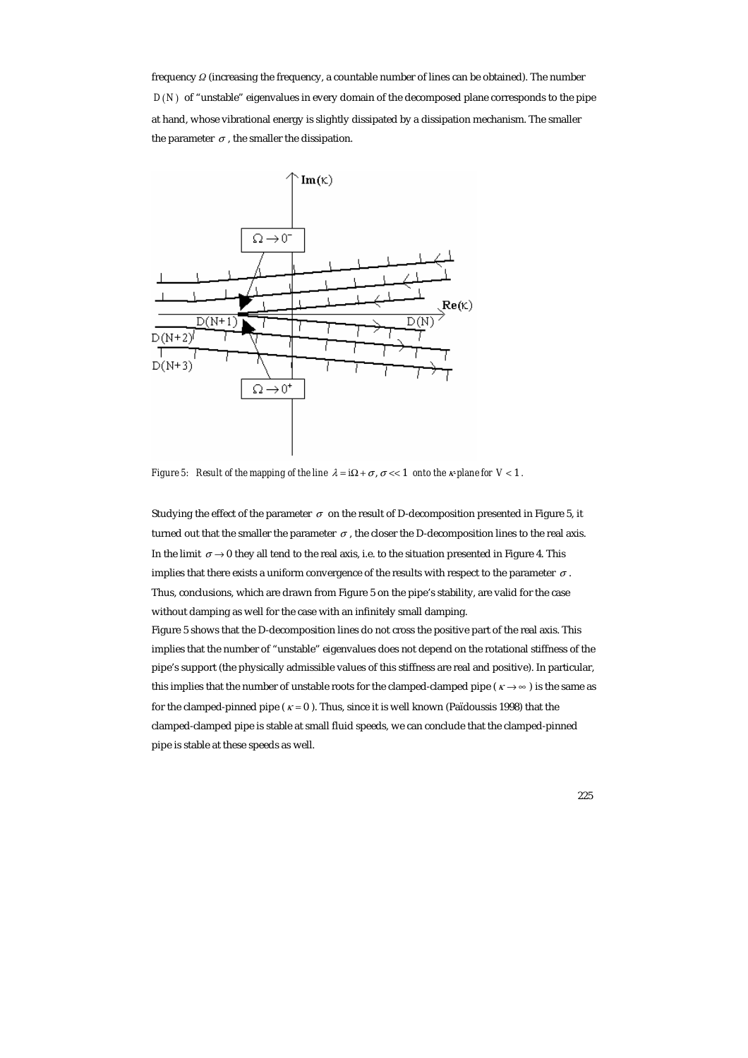frequency $\Omega$ (increasing the frequency, a countable number of lines can be obtained). The number $D(N)$ of "unstable" eigenvalues in every domain of the decomposed plane corresponds to the pipe at hand, whose vibrational energy is slightly dissipated by a dissipation mechanism. The smaller the parameter $\sigma$, the smaller the dissipation.

*Figure 5: Result of the mapping of the line $\lambda = i\Omega + \sigma$, $\sigma << 1$ onto the $\kappa$-plane for $V < 1$.*

Studying the effect of the parameter $\sigma$ on the result of D-decomposition presented in Figure 5, it turned out that the smaller the parameter $\sigma$, the closer the D-decomposition lines to the real axis. In the limit $\sigma \to 0$ they all tend to the real axis, i.e. to the situation presented in Figure 4. This implies that there exists a uniform convergence of the results with respect to the parameter $\sigma$. Thus, conclusions, which are drawn from Figure 5 on the pipe's stability, are valid for the case without damping as well for the case with an infinitely small damping.

Figure 5 shows that the D-decomposition lines do not cross the positive part of the real axis. This implies that the number of "unstable" eigenvalues does not depend on the rotational stiffness of the pipe's support (the physically admissible values of this stiffness are real and positive). In particular, this implies that the number of unstable roots for the clamped-clamped pipe ($\kappa \to \infty$) is the same as for the clamped-pinned pipe ($\kappa = 0$). Thus, since it is well known (Païdoussis 1998) that the clamped-clamped pipe is stable at small fluid speeds, we can conclude that the clamped-pinned pipe is stable at these speeds as well.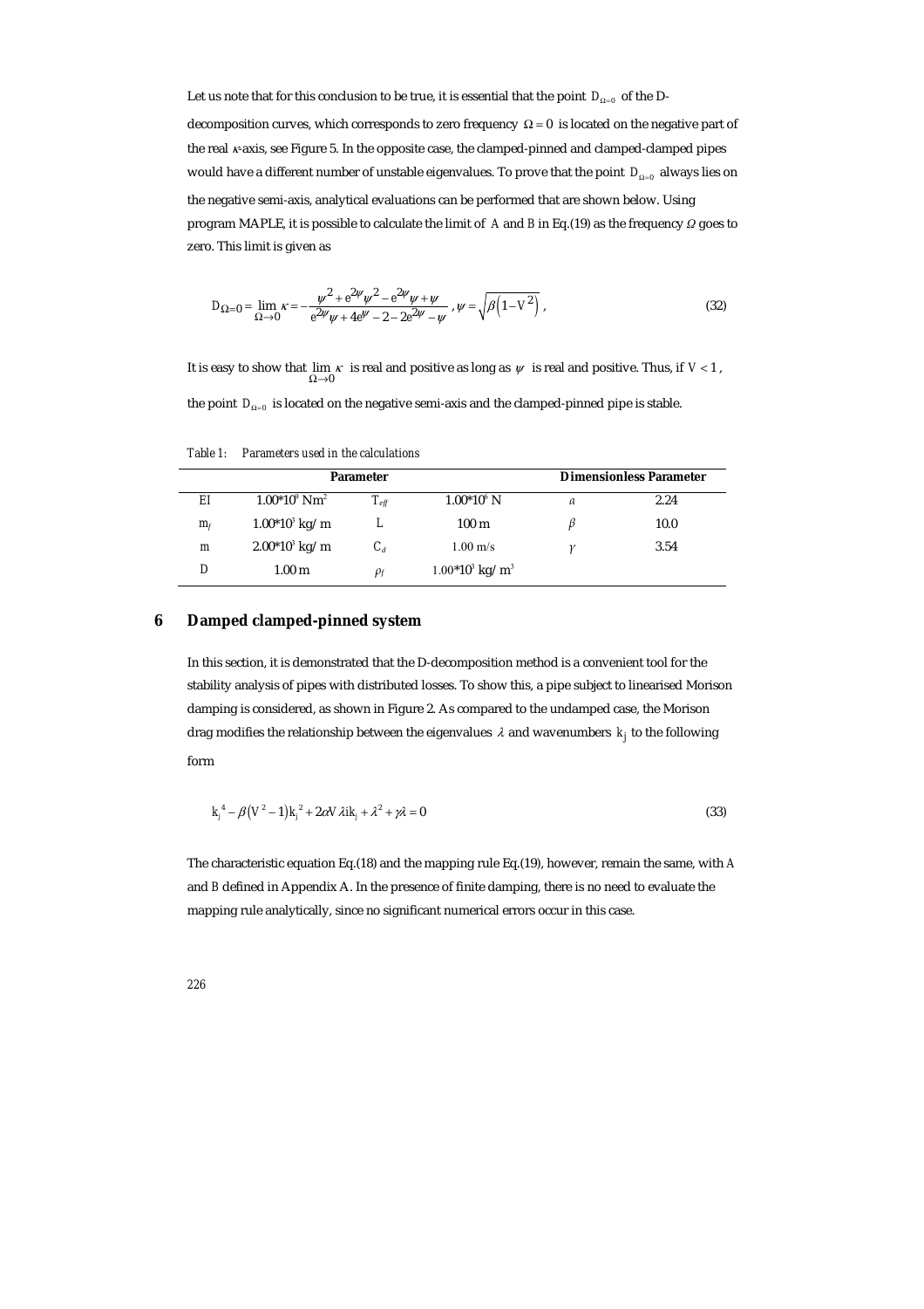Let us note that for this conclusion to be true, it is essential that the point $D_{\Omega=0}$ of the D-decomposition curves, which corresponds to zero frequency $\Omega = 0$ is located on the negative part of the real $\kappa$-axis, see Figure 5. In the opposite case, the clamped-pinned and clamped-clamped pipes would have a different number of unstable eigenvalues. To prove that the point $D_{\Omega=0}$ always lies on the negative semi-axis, analytical evaluations can be performed that are shown below. Using program MAPLE, it is possible to calculate the limit of $A$ and $B$ in Eq.(19) as the frequency $\Omega$ goes to zero. This limit is given as

$$D_{\Omega=0} = \lim_{\Omega \to 0} \kappa = -\frac{\psi^2 + e^{2\psi}\psi^2 - e^{2\psi}\psi + \psi}{e^{2\psi}\psi + 4e^{\psi} - 2 - 2e^{2\psi} - \psi}, \psi = \sqrt{\beta\left(1 - V^2\right)}, \tag{32}$$

It is easy to show that $\lim_{\Omega \to 0} \kappa$ is real and positive as long as $\psi$ is real and positive. Thus, if $V < 1$, the point $D_{\Omega=0}$ is located on the negative semi-axis and the clamped-pinned pipe is stable.

*Table 1: Parameters used in the calculations*

| Parameter | | | | Dimensionless Parameter | |
|---|---|---|---|---|---|
| $EI$ | $1.00 \cdot 10^9$ Nm$^2$ | $T_{eff}$ | $1.00 \cdot 10^6$ N | $\alpha$ | 2.24 |
| $m_f$ | $1.00 \cdot 10^3$ kg/m | $L$ | 100 m | $\beta$ | 10.0 |
| $m$ | $2.00 \cdot 10^3$ kg/m | $C_d$ | 1.00 m/s | $\gamma$ | 3.54 |
| $D$ | 1.00 m | $\rho_f$ | $1.00 \cdot 10^3$ kg/m$^3$ | | |

## 6 Damped clamped-pinned system

In this section, it is demonstrated that the D-decomposition method is a convenient tool for the stability analysis of pipes with distributed losses. To show this, a pipe subject to linearised Morison damping is considered, as shown in Figure 2. As compared to the undamped case, the Morison drag modifies the relationship between the eigenvalues $\lambda$ and wavenumbers $k_j$ to the following form

$$k_j^4 - \beta\left(V^2 - 1\right)k_j^2 + 2\alpha V \lambda i k_j + \lambda^2 + \gamma\lambda = 0 \tag{33}$$

The characteristic equation Eq.(18) and the mapping rule Eq.(19), however, remain the same, with $A$ and $B$ defined in Appendix A. In the presence of finite damping, there is no need to evaluate the mapping rule analytically, since no significant numerical errors occur in this case.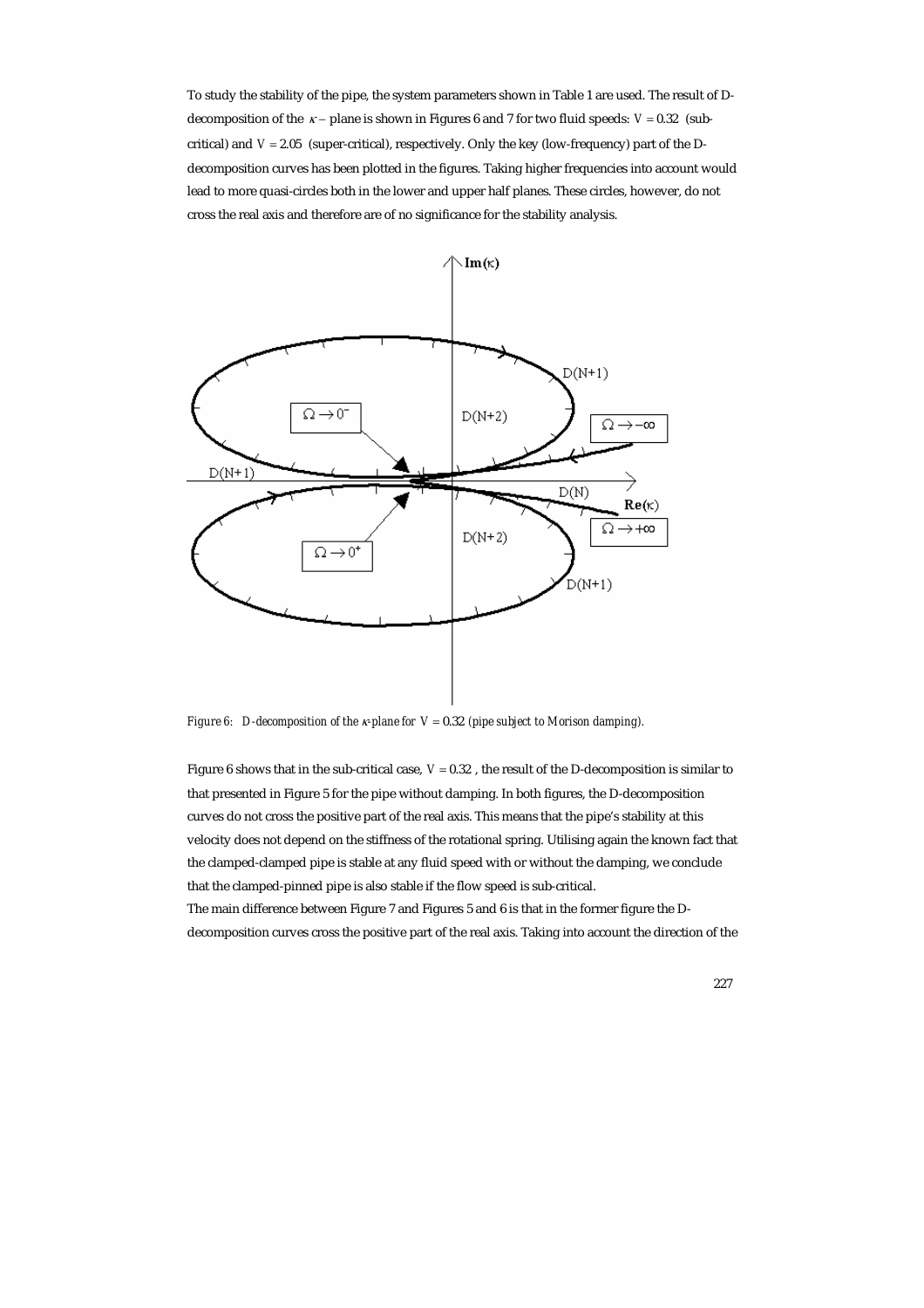To study the stability of the pipe, the system parameters shown in Table 1 are used. The result of D-decomposition of the $\kappa-$ plane is shown in Figures 6 and 7 for two fluid speeds: $V = 0.32$ (sub-critical) and $V = 2.05$ (super-critical), respectively. Only the key (low-frequency) part of the D-decomposition curves has been plotted in the figures. Taking higher frequencies into account would lead to more quasi-circles both in the lower and upper half planes. These circles, however, do not cross the real axis and therefore are of no significance for the stability analysis.

*Figure 6: D-decomposition of the $\kappa$-plane for $V = 0.32$ (pipe subject to Morison damping).*

Figure 6 shows that in the sub-critical case, $V = 0.32$, the result of the D-decomposition is similar to that presented in Figure 5 for the pipe without damping. In both figures, the D-decomposition curves do not cross the positive part of the real axis. This means that the pipe's stability at this velocity does not depend on the stiffness of the rotational spring. Utilising again the known fact that the clamped-clamped pipe is stable at any fluid speed with or without the damping, we conclude that the clamped-pinned pipe is also stable if the flow speed is sub-critical.

The main difference between Figure 7 and Figures 5 and 6 is that in the former figure the D-decomposition curves cross the positive part of the real axis. Taking into account the direction of the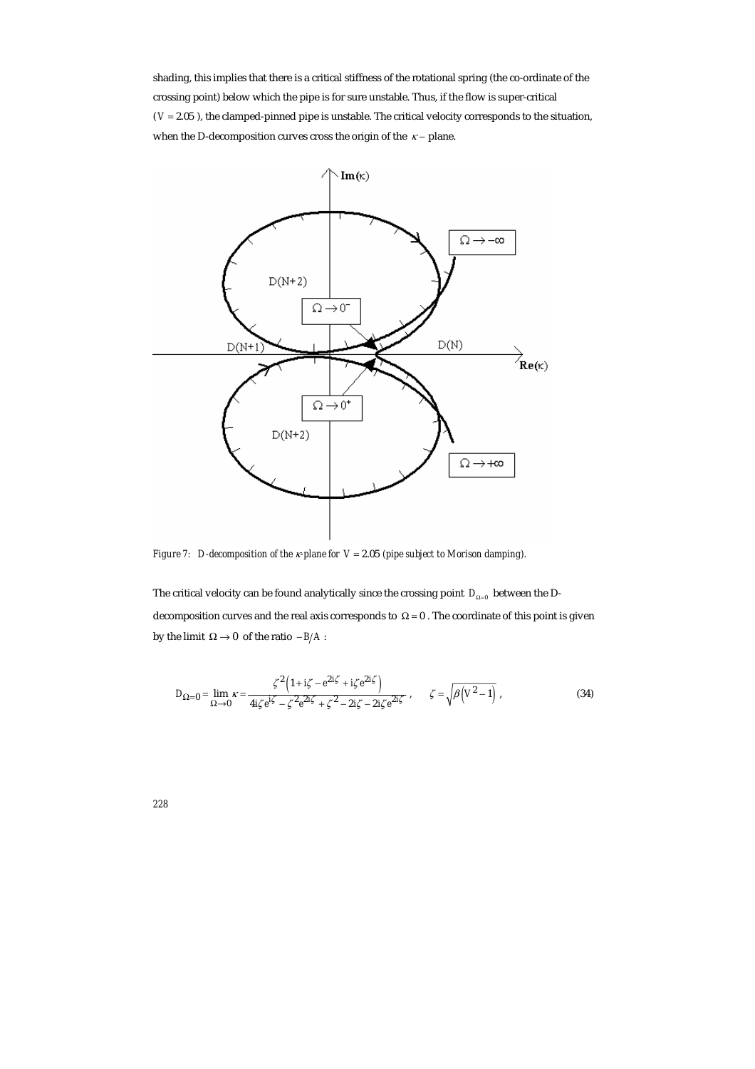shading, this implies that there is a critical stiffness of the rotational spring (the co-ordinate of the crossing point) below which the pipe is for sure unstable. Thus, if the flow is super-critical ($V = 2.05$), the clamped-pinned pipe is unstable. The critical velocity corresponds to the situation, when the D-decomposition curves cross the origin of the $\kappa$ – plane.

*Figure 7: D-decomposition of the $\kappa$-plane for $V = 2.05$ (pipe subject to Morison damping).*

The critical velocity can be found analytically since the crossing point $D_{\Omega=0}$ between the D-decomposition curves and the real axis corresponds to $\Omega = 0$. The coordinate of this point is given by the limit $\Omega \to 0$ of the ratio $-B/A$ :

$$D_{\Omega=0} = \lim_{\Omega \to 0} \kappa = \frac{\zeta^2\left(1 + i\zeta - e^{2i\zeta} + i\zeta e^{2i\zeta}\right)}{4i\zeta e^{i\zeta} - \zeta^2 e^{2i\zeta} + \zeta^2 - 2i\zeta - 2i\zeta e^{2i\zeta}}, \qquad \zeta = \sqrt{\beta\left(V^2 - 1\right)}, \tag{34}$$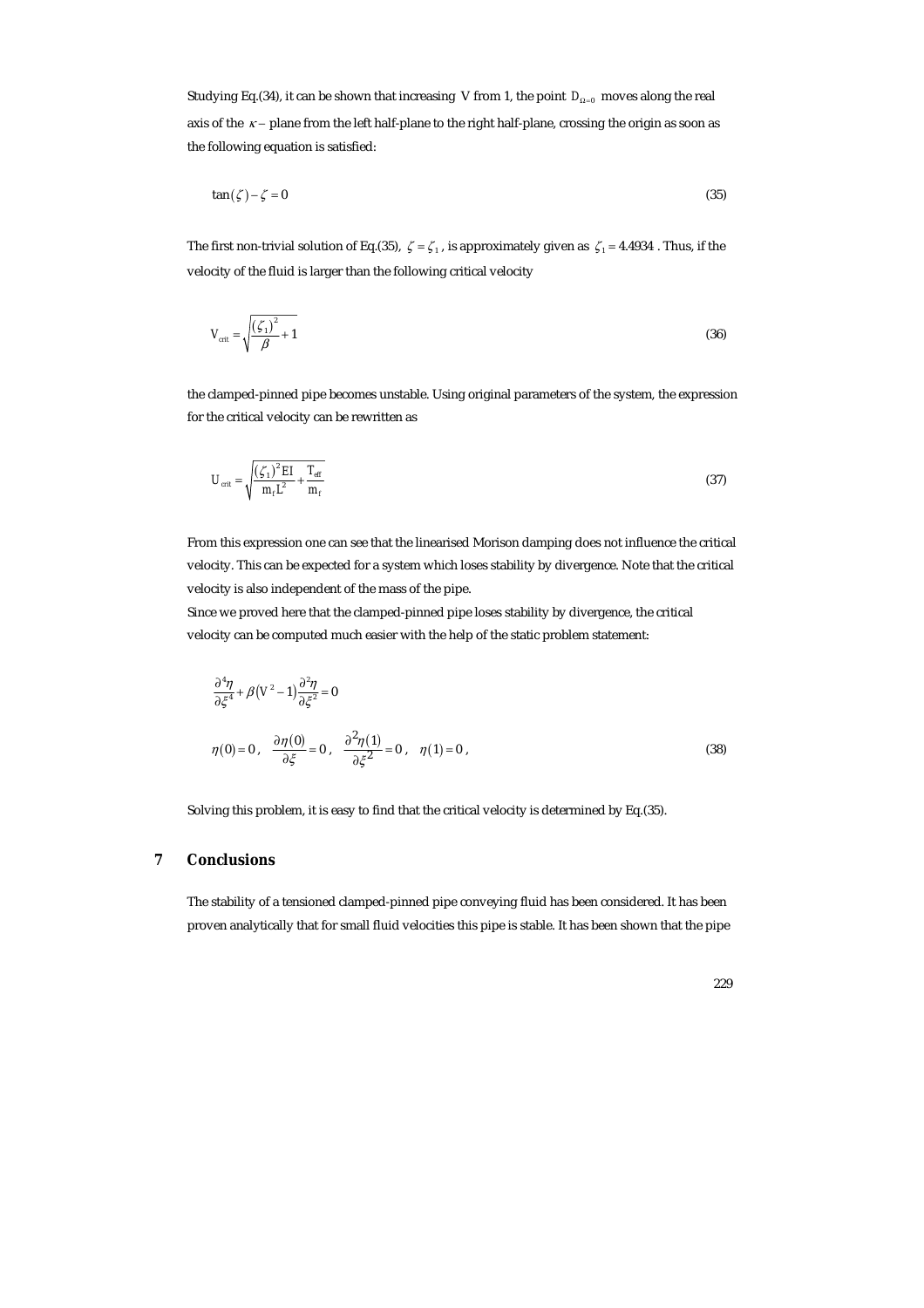Studying Eq.(34), it can be shown that increasing $V$ from 1, the point $D_{\Omega=0}$ moves along the real axis of the $\kappa -$ plane from the left half-plane to the right half-plane, crossing the origin as soon as the following equation is satisfied:

$$\tan(\zeta) - \zeta = 0 \tag{35}$$

The first non-trivial solution of Eq.(35), $\zeta = \zeta_1$, is approximately given as $\zeta_1 = 4.4934$. Thus, if the velocity of the fluid is larger than the following critical velocity

$$V_{crit} = \sqrt{\frac{(\zeta_1)^2}{\beta} + 1} \tag{36}$$

the clamped-pinned pipe becomes unstable. Using original parameters of the system, the expression for the critical velocity can be rewritten as

$$U_{crit} = \sqrt{\frac{(\zeta_1)^2 EI}{m_f L^2} + \frac{T_{eff}}{m_f}} \tag{37}$$

From this expression one can see that the linearised Morison damping does not influence the critical velocity. This can be expected for a system which loses stability by divergence. Note that the critical velocity is also independent of the mass of the pipe.

Since we proved here that the clamped-pinned pipe loses stability by divergence, the critical velocity can be computed much easier with the help of the static problem statement:

$$\frac{\partial^4 \eta}{\partial \xi^4} + \beta\left(V^2 - 1\right)\frac{\partial^2 \eta}{\partial \xi^2} = 0$$

$$\eta(0) = 0, \quad \frac{\partial \eta(0)}{\partial \xi} = 0, \quad \frac{\partial^2 \eta(1)}{\partial \xi^2} = 0, \quad \eta(1) = 0, \tag{38}$$

Solving this problem, it is easy to find that the critical velocity is determined by Eq.(35).

## 7 Conclusions

The stability of a tensioned clamped-pinned pipe conveying fluid has been considered. It has been proven analytically that for small fluid velocities this pipe is stable. It has been shown that the pipe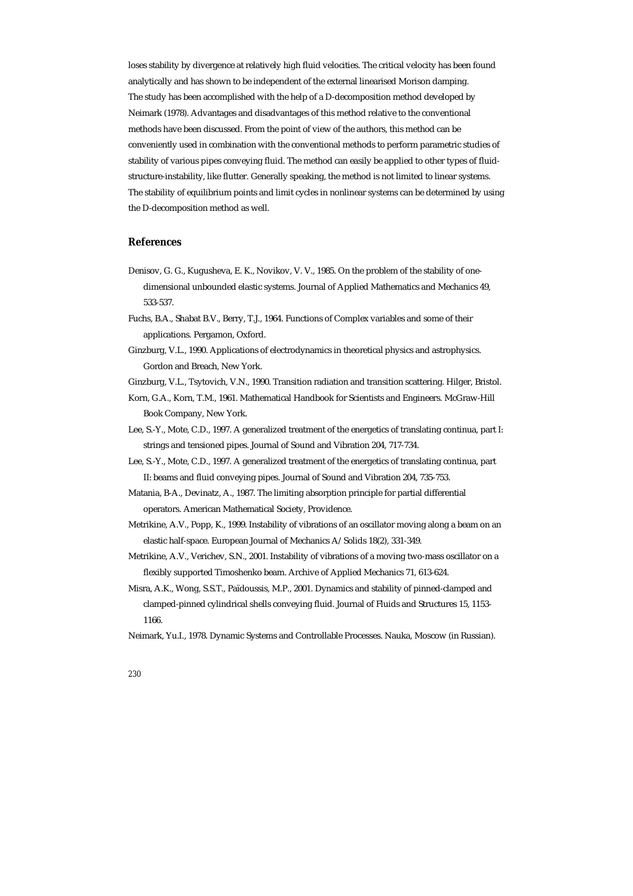loses stability by divergence at relatively high fluid velocities. The critical velocity has been found analytically and has shown to be independent of the external linearised Morison damping.
The study has been accomplished with the help of a D-decomposition method developed by Neimark (1978). Advantages and disadvantages of this method relative to the conventional methods have been discussed. From the point of view of the authors, this method can be conveniently used in combination with the conventional methods to perform parametric studies of stability of various pipes conveying fluid. The method can easily be applied to other types of fluid-structure-instability, like flutter. Generally speaking, the method is not limited to linear systems. The stability of equilibrium points and limit cycles in nonlinear systems can be determined by using the D-decomposition method as well.

## References

Denisov, G. G., Kugusheva, E. K., Novikov, V. V., 1985. On the problem of the stability of one-dimensional unbounded elastic systems. Journal of Applied Mathematics and Mechanics 49, 533-537.

Fuchs, B.A., Shabat B.V., Berry, T.J., 1964. Functions of Complex variables and some of their applications. Pergamon, Oxford.

Ginzburg, V.L., 1990. Applications of electrodynamics in theoretical physics and astrophysics. Gordon and Breach, New York.

Ginzburg, V.L., Tsytovich, V.N., 1990. Transition radiation and transition scattering. Hilger, Bristol.

Korn, G.A., Korn, T.M., 1961. Mathematical Handbook for Scientists and Engineers. McGraw-Hill Book Company, New York.

Lee, S.-Y., Mote, C.D., 1997. A generalized treatment of the energetics of translating continua, part I: strings and tensioned pipes. Journal of Sound and Vibration 204, 717-734.

Lee, S.-Y., Mote, C.D., 1997. A generalized treatment of the energetics of translating continua, part II: beams and fluid conveying pipes. Journal of Sound and Vibration 204, 735-753.

Matania, B-A., Devinatz, A., 1987. The limiting absorption principle for partial differential operators. American Mathematical Society, Providence.

Metrikine, A.V., Popp, K., 1999. Instability of vibrations of an oscillator moving along a beam on an elastic half-space. European Journal of Mechanics A/Solids 18(2), 331-349.

Metrikine, A.V., Verichev, S.N., 2001. Instability of vibrations of a moving two-mass oscillator on a flexibly supported Timoshenko beam. Archive of Applied Mechanics 71, 613-624.

Misra, A.K., Wong, S.S.T., Païdoussis, M.P., 2001. Dynamics and stability of pinned-clamped and clamped-pinned cylindrical shells conveying fluid. Journal of Fluids and Structures 15, 1153-1166.

Neimark, Yu.I., 1978. Dynamic Systems and Controllable Processes. Nauka, Moscow (in Russian).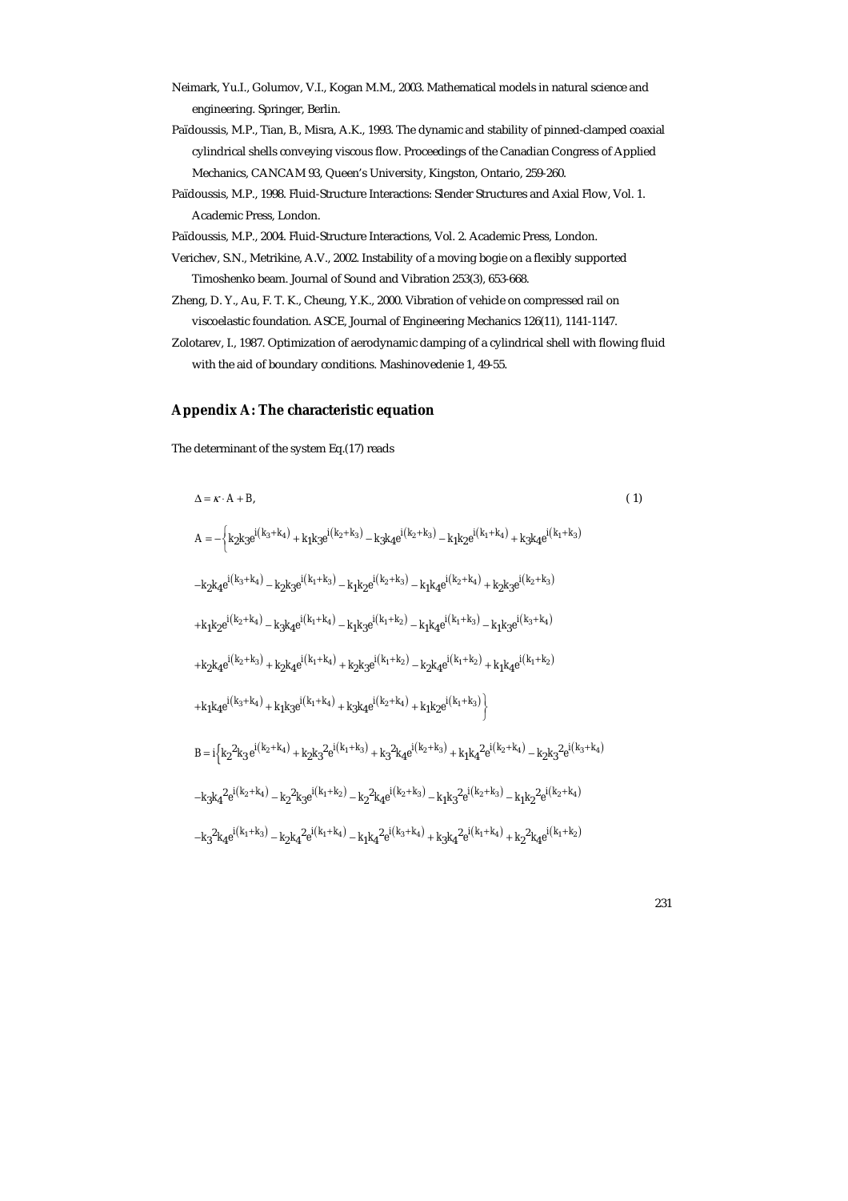Neimark, Yu.I., Golumov, V.I., Kogan M.M., 2003. Mathematical models in natural science and engineering. Springer, Berlin.

Païdoussis, M.P., Tian, B., Misra, A.K., 1993. The dynamic and stability of pinned-clamped coaxial cylindrical shells conveying viscous flow. Proceedings of the Canadian Congress of Applied Mechanics, CANCAM 93, Queen's University, Kingston, Ontario, 259-260.

Païdoussis, M.P., 1998. Fluid-Structure Interactions: Slender Structures and Axial Flow, Vol. 1. Academic Press, London.

Païdoussis, M.P., 2004. Fluid-Structure Interactions, Vol. 2. Academic Press, London.

Verichev, S.N., Metrikine, A.V., 2002. Instability of a moving bogie on a flexibly supported Timoshenko beam. Journal of Sound and Vibration 253(3), 653-668.

Zheng, D. Y., Au, F. T. K., Cheung, Y.K., 2000. Vibration of vehicle on compressed rail on viscoelastic foundation. ASCE, Journal of Engineering Mechanics 126(11), 1141-1147.

Zolotarev, I., 1987. Optimization of aerodynamic damping of a cylindrical shell with flowing fluid with the aid of boundary conditions. Mashinovedenie 1, 49-55.

## Appendix A: The characteristic equation

The determinant of the system Eq.(17) reads

$$\Delta = \kappa \cdot A + B, \tag{1}$$

$$\begin{aligned}
A = -\Big\{ & k_2k_3e^{i(k_3+k_4)} + k_1k_3e^{i(k_2+k_3)} - k_3k_4e^{i(k_2+k_3)} - k_1k_2e^{i(k_1+k_4)} + k_3k_4e^{i(k_1+k_3)} \\
& -k_2k_4e^{i(k_3+k_4)} - k_2k_3e^{i(k_1+k_3)} - k_1k_2e^{i(k_2+k_3)} - k_1k_4e^{i(k_2+k_4)} + k_2k_3e^{i(k_2+k_3)} \\
& +k_1k_2e^{i(k_2+k_4)} - k_3k_4e^{i(k_1+k_4)} - k_1k_3e^{i(k_1+k_2)} - k_1k_4e^{i(k_1+k_3)} - k_1k_3e^{i(k_3+k_4)} \\
& +k_2k_4e^{i(k_2+k_3)} + k_2k_4e^{i(k_1+k_4)} + k_2k_3e^{i(k_1+k_2)} - k_2k_4e^{i(k_1+k_2)} + k_1k_4e^{i(k_1+k_2)} \\
& +k_1k_4e^{i(k_3+k_4)} + k_1k_3e^{i(k_1+k_4)} + k_3k_4e^{i(k_2+k_4)} + k_1k_2e^{i(k_1+k_3)} \Big\}
\end{aligned}$$

$$\begin{aligned}
B = i\Big\{ & k_2{}^2k_3e^{i(k_2+k_4)} + k_2k_3{}^2e^{i(k_1+k_3)} + k_3{}^2k_4e^{i(k_2+k_3)} + k_1k_4{}^2e^{i(k_2+k_4)} - k_2k_3{}^2e^{i(k_3+k_4)} \\
& -k_3k_4{}^2e^{i(k_2+k_4)} - k_2{}^2k_3e^{i(k_1+k_2)} - k_2{}^2k_4e^{i(k_2+k_3)} - k_1k_3{}^2e^{i(k_2+k_3)} - k_1k_2{}^2e^{i(k_2+k_4)} \\
& -k_3{}^2k_4e^{i(k_1+k_3)} - k_2k_4{}^2e^{i(k_1+k_4)} - k_1k_4{}^2e^{i(k_3+k_4)} + k_3k_4{}^2e^{i(k_1+k_4)} + k_2{}^2k_4e^{i(k_1+k_2)}
\end{aligned}$$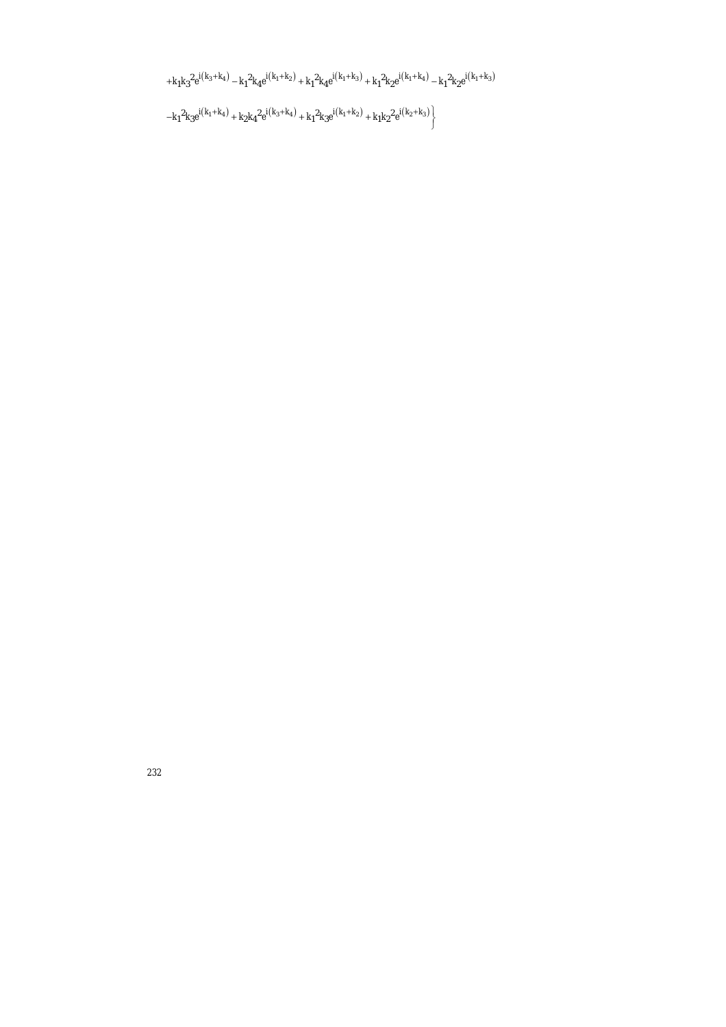$$+k_1 k_3{}^2 e^{i(k_3+k_4)} - k_1{}^2 k_4 e^{i(k_1+k_2)} + k_1{}^2 k_4 e^{i(k_1+k_3)} + k_1{}^2 k_2 e^{i(k_1+k_4)} - k_1{}^2 k_2 e^{i(k_1+k_3)}$$

$$\left. -k_1{}^2 k_3 e^{i(k_1+k_4)} + k_2 k_4{}^2 e^{i(k_3+k_4)} + k_1{}^2 k_3 e^{i(k_1+k_2)} + k_1 k_2{}^2 e^{i(k_2+k_3)} \right\}$$